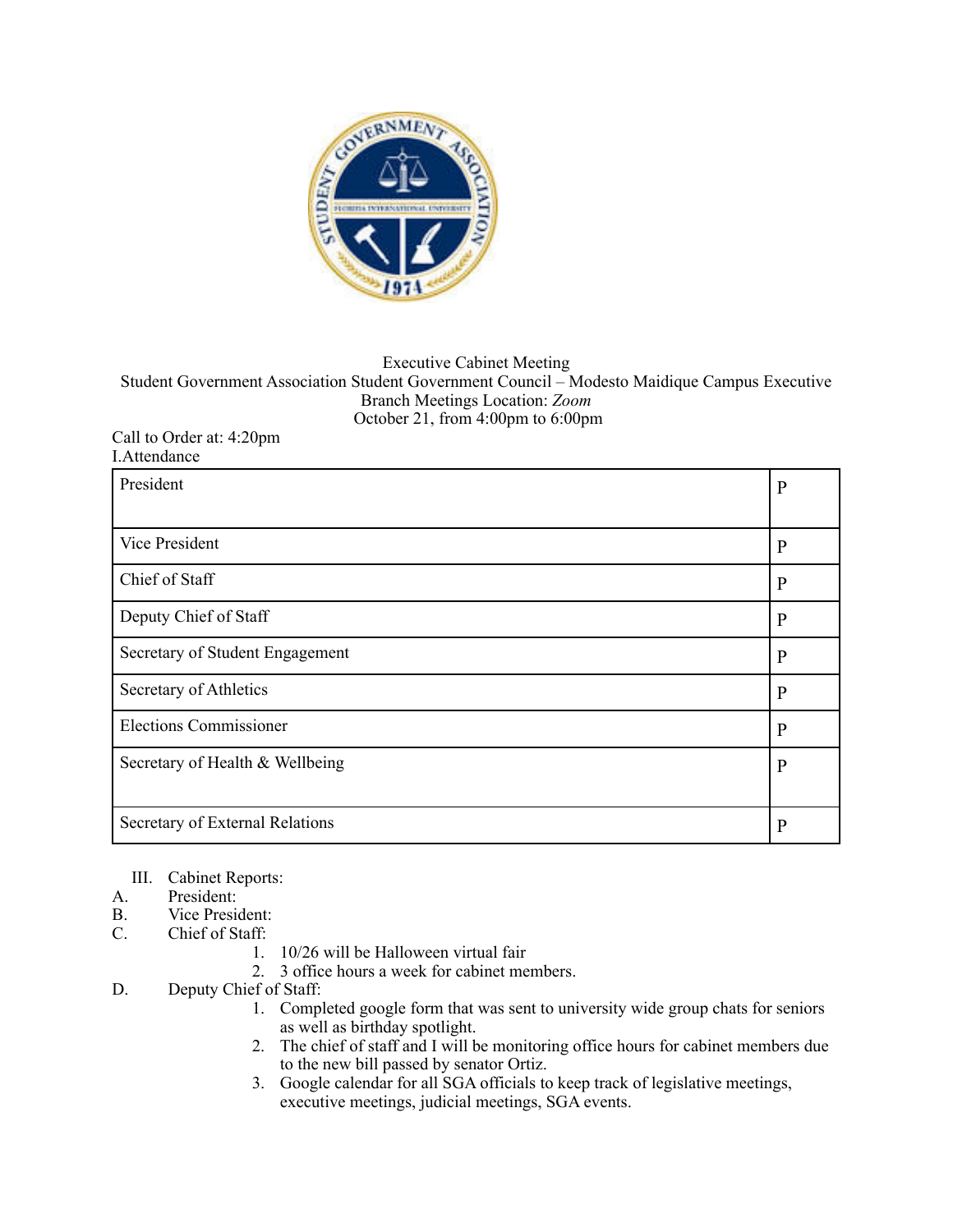Executive Cabinet Meeting
Student Government Association Student Government Council – Modesto Maidique Campus Executive Branch Meetings Location: *Zoom*
October 21, from 4:00pm to 6:00pm

Call to Order at: 4:20pm

I. Attendance

| Position | Status |
|---|---|
| President | P |
| Vice President | P |
| Chief of Staff | P |
| Deputy Chief of Staff | P |
| Secretary of Student Engagement | P |
| Secretary of Athletics | P |
| Elections Commissioner | P |
| Secretary of Health & Wellbeing | P |
| Secretary of External Relations | P |

III. Cabinet Reports:

A. President:

B. Vice President:

C. Chief of Staff:
1. 10/26 will be Halloween virtual fair
2. 3 office hours a week for cabinet members.

D. Deputy Chief of Staff:
1. Completed google form that was sent to university wide group chats for seniors as well as birthday spotlight.
2. The chief of staff and I will be monitoring office hours for cabinet members due to the new bill passed by senator Ortiz.
3. Google calendar for all SGA officials to keep track of legislative meetings, executive meetings, judicial meetings, SGA events.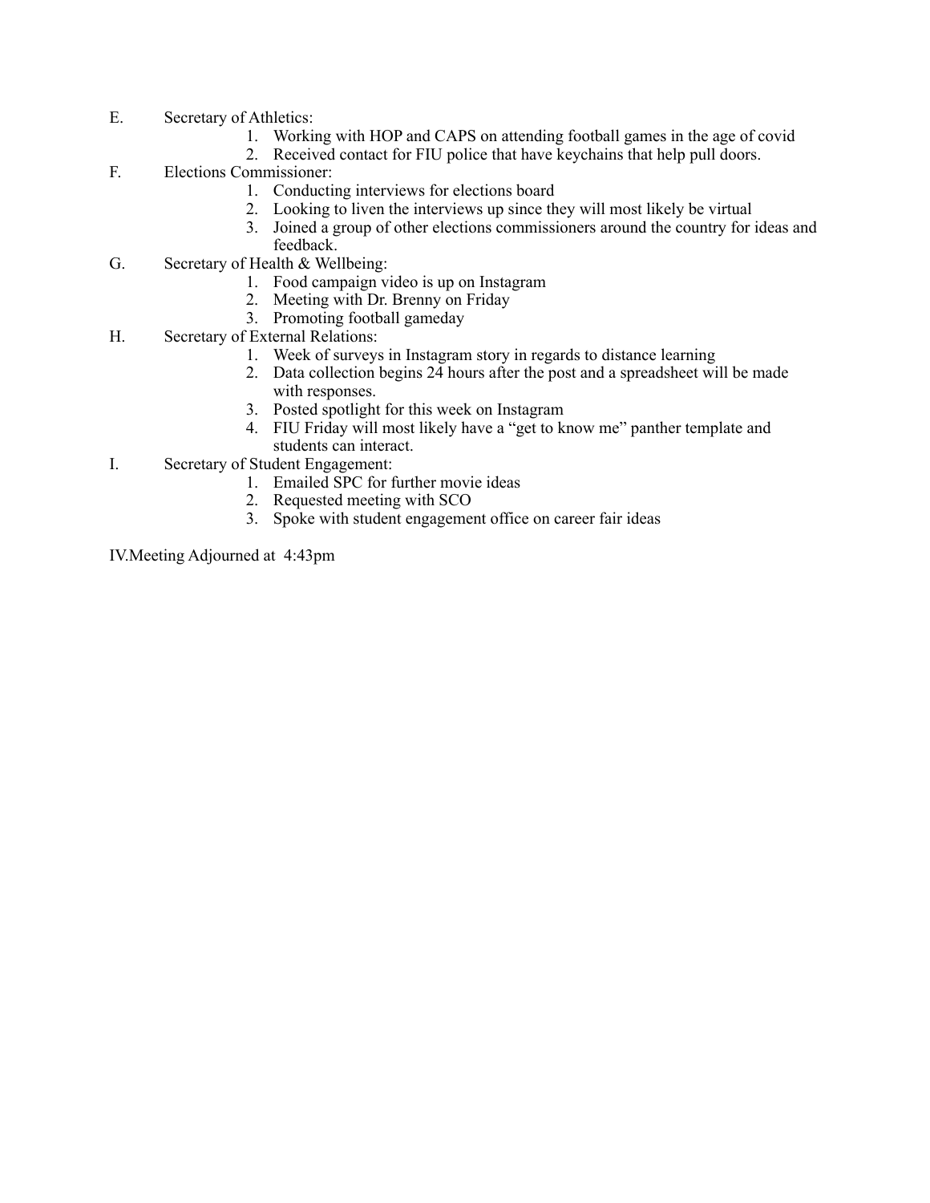E. Secretary of Athletics:
   1. Working with HOP and CAPS on attending football games in the age of covid
   2. Received contact for FIU police that have keychains that help pull doors.

F. Elections Commissioner:
   1. Conducting interviews for elections board
   2. Looking to liven the interviews up since they will most likely be virtual
   3. Joined a group of other elections commissioners around the country for ideas and feedback.

G. Secretary of Health & Wellbeing:
   1. Food campaign video is up on Instagram
   2. Meeting with Dr. Brenny on Friday
   3. Promoting football gameday

H. Secretary of External Relations:
   1. Week of surveys in Instagram story in regards to distance learning
   2. Data collection begins 24 hours after the post and a spreadsheet will be made with responses.
   3. Posted spotlight for this week on Instagram
   4. FIU Friday will most likely have a "get to know me" panther template and students can interact.

I. Secretary of Student Engagement:
   1. Emailed SPC for further movie ideas
   2. Requested meeting with SCO
   3. Spoke with student engagement office on career fair ideas

IV. Meeting Adjourned at 4:43pm